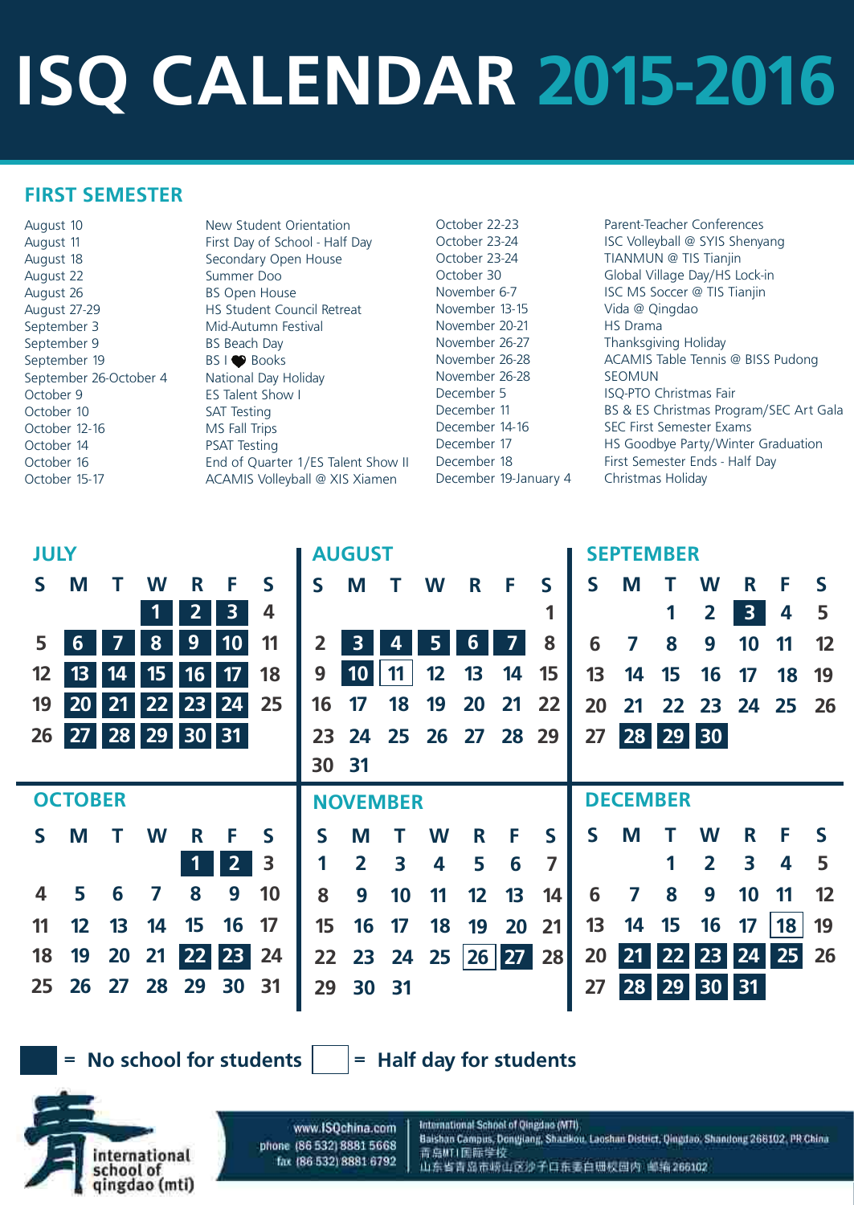# ISQ CALENDAR 2015-2016

## FIRST SEMESTER

| Date | Event |
|---|---|
| August 10 | New Student Orientation |
| August 11 | First Day of School - Half Day |
| August 18 | Secondary Open House |
| August 22 | Summer Doo |
| August 26 | BS Open House |
| August 27-29 | HS Student Council Retreat |
| September 3 | Mid-Autumn Festival |
| September 9 | BS Beach Day |
| September 19 | BS I ❤ Books |
| September 26-October 4 | National Day Holiday |
| October 9 | ES Talent Show I |
| October 10 | SAT Testing |
| October 12-16 | MS Fall Trips |
| October 14 | PSAT Testing |
| October 16 | End of Quarter 1/ES Talent Show II |
| October 15-17 | ACAMIS Volleyball @ XIS Xiamen |
| October 22-23 | Parent-Teacher Conferences |
| October 23-24 | ISC Volleyball @ SYIS Shenyang |
| October 23-24 | TIANMUN @ TIS Tianjin |
| October 30 | Global Village Day/HS Lock-in |
| November 6-7 | ISC MS Soccer @ TIS Tianjin |
| November 13-15 | Vida @ Qingdao |
| November 20-21 | HS Drama |
| November 26-27 | Thanksgiving Holiday |
| November 26-28 | ACAMIS Table Tennis @ BISS Pudong |
| November 26-28 | SEOMUN |
| December 5 | ISQ-PTO Christmas Fair |
| December 11 | BS & ES Christmas Program/SEC Art Gala |
| December 14-16 | SEC First Semester Exams |
| December 17 | HS Goodbye Party/Winter Graduation |
| December 18 | First Semester Ends - Half Day |
| December 19-January 4 | Christmas Holiday |

### JULY

| S | M | T | W | R | F | S |
|---|---|---|---|---|---|---|
| | | | **1** | **2** | **3** | 4 |
| 5 | **6** | **7** | **8** | **9** | **10** | 11 |
| 12 | **13** | **14** | **15** | **16** | **17** | 18 |
| 19 | **20** | **21** | **22** | **23** | **24** | 25 |
| 26 | **27** | **28** | **29** | **30** | **31** | |

### AUGUST

| S | M | T | W | R | F | S |
|---|---|---|---|---|---|---|
| | | | | | | 1 |
| 2 | **3** | **4** | **5** | **6** | **7** | 8 |
| 9 | **10** | [11] | 12 | 13 | 14 | 15 |
| 16 | 17 | 18 | 19 | 20 | 21 | 22 |
| 23 | 24 | 25 | 26 | 27 | 28 | 29 |
| 30 | 31 | | | | | |

### SEPTEMBER

| S | M | T | W | R | F | S |
|---|---|---|---|---|---|---|
| | | 1 | 2 | **3** | 4 | 5 |
| 6 | 7 | 8 | 9 | 10 | 11 | 12 |
| 13 | 14 | 15 | 16 | 17 | 18 | 19 |
| 20 | 21 | 22 | 23 | 24 | 25 | 26 |
| 27 | **28** | **29** | **30** | | | |

### OCTOBER

| S | M | T | W | R | F | S |
|---|---|---|---|---|---|---|
| | | | | **1** | **2** | 3 |
| 4 | 5 | 6 | 7 | 8 | 9 | 10 |
| 11 | 12 | 13 | 14 | 15 | 16 | 17 |
| 18 | 19 | 20 | 21 | **22** | **23** | 24 |
| 25 | 26 | 27 | 28 | 29 | 30 | 31 |

### NOVEMBER

| S | M | T | W | R | F | S |
|---|---|---|---|---|---|---|
| 1 | 2 | 3 | 4 | 5 | 6 | 7 |
| 8 | 9 | 10 | 11 | 12 | 13 | 14 |
| 15 | 16 | 17 | 18 | 19 | 20 | 21 |
| 22 | 23 | 24 | 25 | [26] | **27** | 28 |
| 29 | 30 | 31 | | | | |

### DECEMBER

| S | M | T | W | R | F | S |
|---|---|---|---|---|---|---|
| | | 1 | 2 | 3 | 4 | 5 |
| 6 | 7 | 8 | 9 | 10 | 11 | 12 |
| 13 | 14 | 15 | 16 | 17 | [18] | 19 |
| 20 | **21** | **22** | **23** | **24** | **25** | 26 |
| 27 | **28** | **29** | **30** | **31** | | |

**■ = No school for students** (shown in bold) **□ = Half day for students** (shown in brackets)

international school of qingdao (mti)

www.ISQchina.com
phone (86 532) 8881 5668
fax (86 532) 8881 6792

International School of Qingdao (MTI)
Baishan Campus, Dongjiang, Shazikou, Laoshan District, Qingdao, Shandong 266102, PR China
青岛MTI国际学校
山东省青岛市崂山区沙子口东姜白栅校园内 邮编266102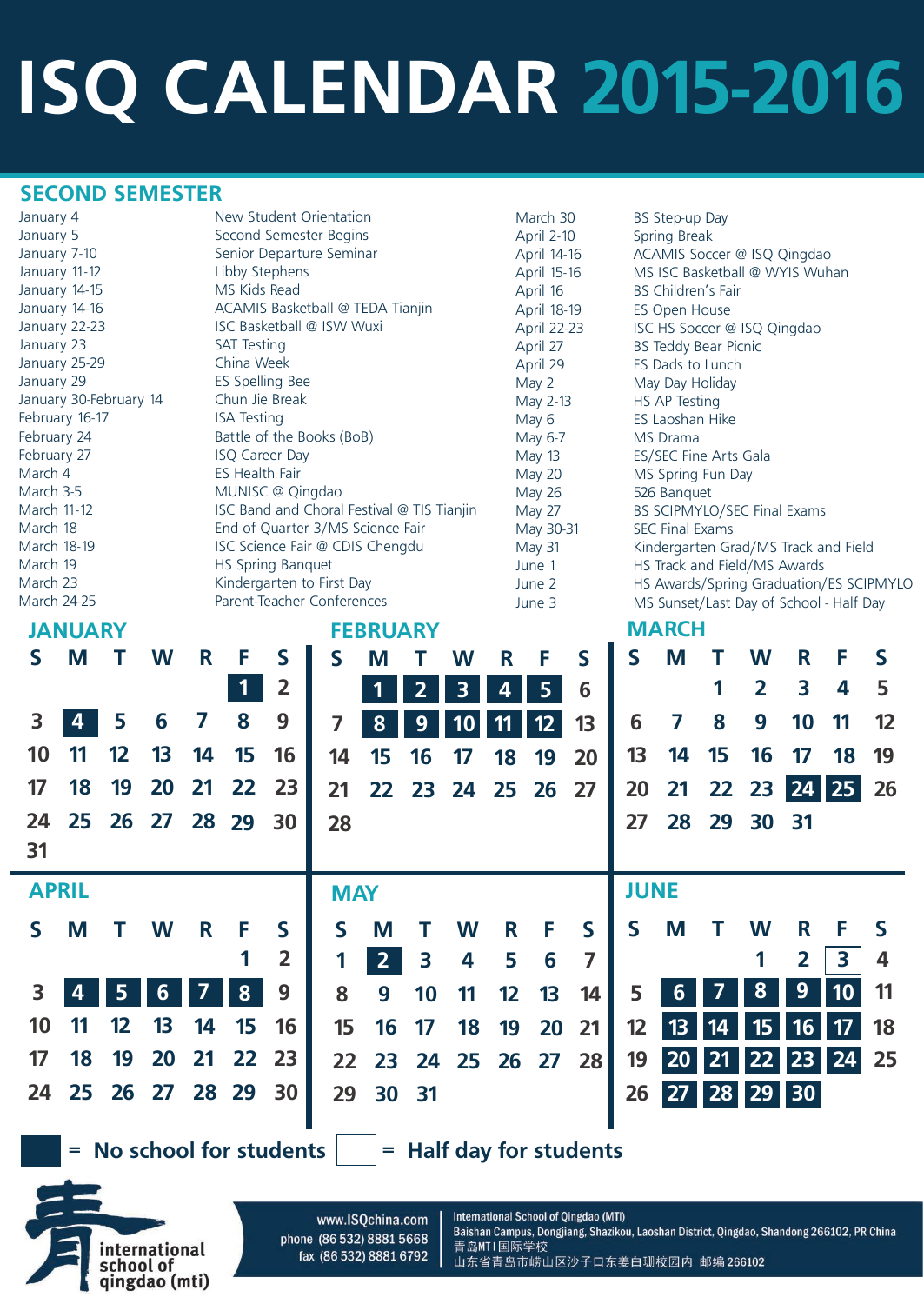# ISQ CALENDAR 2015-2016

## SECOND SEMESTER

| | |
|---|---|
| January 4 | New Student Orientation |
| January 5 | Second Semester Begins |
| January 7-10 | Senior Departure Seminar |
| January 11-12 | Libby Stephens |
| January 14-15 | MS Kids Read |
| January 14-16 | ACAMIS Basketball @ TEDA Tianjin |
| January 22-23 | ISC Basketball @ ISW Wuxi |
| January 23 | SAT Testing |
| January 25-29 | China Week |
| January 29 | ES Spelling Bee |
| January 30-February 14 | Chun Jie Break |
| February 16-17 | ISA Testing |
| February 24 | Battle of the Books (BoB) |
| February 27 | ISQ Career Day |
| March 4 | ES Health Fair |
| March 3-5 | MUNISC @ Qingdao |
| March 11-12 | ISC Band and Choral Festival @ TIS Tianjin |
| March 18 | End of Quarter 3/MS Science Fair |
| March 18-19 | ISC Science Fair @ CDIS Chengdu |
| March 19 | HS Spring Banquet |
| March 23 | Kindergarten to First Day |
| March 24-25 | Parent-Teacher Conferences |
| March 30 | BS Step-up Day |
| April 2-10 | Spring Break |
| April 14-16 | ACAMIS Soccer @ ISQ Qingdao |
| April 15-16 | MS ISC Basketball @ WYIS Wuhan |
| April 16 | BS Children's Fair |
| April 18-19 | ES Open House |
| April 22-23 | ISC HS Soccer @ ISQ Qingdao |
| April 27 | BS Teddy Bear Picnic |
| April 29 | ES Dads to Lunch |
| May 2 | May Day Holiday |
| May 2-13 | HS AP Testing |
| May 6 | ES Laoshan Hike |
| May 6-7 | MS Drama |
| May 13 | ES/SEC Fine Arts Gala |
| May 20 | MS Spring Fun Day |
| May 26 | 526 Banquet |
| May 27 | BS SCIPMYLO/SEC Final Exams |
| May 30-31 | SEC Final Exams |
| May 31 | Kindergarten Grad/MS Track and Field |
| June 1 | HS Track and Field/MS Awards |
| June 2 | HS Awards/Spring Graduation/ES SCIPMYLO |
| June 3 | MS Sunset/Last Day of School - Half Day |

### JANUARY

| S | M | T | W | R | F | S |
|---|---|---|---|---|---|---|
| | | | | | **1** | 2 |
| 3 | **4** | 5 | 6 | 7 | 8 | 9 |
| 10 | 11 | 12 | 13 | 14 | 15 | 16 |
| 17 | 18 | 19 | 20 | 21 | 22 | 23 |
| 24 | 25 | 26 | 27 | 28 | 29 | 30 |
| 31 | | | | | | |

### FEBRUARY

| S | M | T | W | R | F | S |
|---|---|---|---|---|---|---|
| | **1** | **2** | **3** | **4** | **5** | 6 |
| 7 | **8** | **9** | **10** | **11** | **12** | 13 |
| 14 | 15 | 16 | 17 | 18 | 19 | 20 |
| 21 | 22 | 23 | 24 | 25 | 26 | 27 |
| 28 | | | | | | |

### MARCH

| S | M | T | W | R | F | S |
|---|---|---|---|---|---|---|
| | | 1 | 2 | 3 | 4 | 5 |
| 6 | 7 | 8 | 9 | 10 | 11 | 12 |
| 13 | 14 | 15 | 16 | 17 | 18 | 19 |
| 20 | 21 | 22 | 23 | **24** | **25** | 26 |
| 27 | 28 | 29 | 30 | 31 | | |

### APRIL

| S | M | T | W | R | F | S |
|---|---|---|---|---|---|---|
| | | | | | 1 | 2 |
| 3 | **4** | **5** | **6** | **7** | **8** | 9 |
| 10 | 11 | 12 | 13 | 14 | 15 | 16 |
| 17 | 18 | 19 | 20 | 21 | 22 | 23 |
| 24 | 25 | 26 | 27 | 28 | 29 | 30 |

### MAY

| S | M | T | W | R | F | S |
|---|---|---|---|---|---|---|
| 1 | **2** | 3 | 4 | 5 | 6 | 7 |
| 8 | 9 | 10 | 11 | 12 | 13 | 14 |
| 15 | 16 | 17 | 18 | 19 | 20 | 21 |
| 22 | 23 | 24 | 25 | 26 | 27 | 28 |
| 29 | 30 | 31 | | | | |

### JUNE

| S | M | T | W | R | F | S |
|---|---|---|---|---|---|---|
| | | | 1 | 2 | [3] | 4 |
| 5 | **6** | **7** | **8** | **9** | **10** | 11 |
| 12 | **13** | **14** | **15** | **16** | **17** | 18 |
| 19 | **20** | **21** | **22** | **23** | **24** | 25 |
| 26 | **27** | **28** | **29** | **30** | | |

**(filled box) = No school for students** **(empty box) = Half day for students**

international school of qingdao (mti)

www.ISQchina.com
phone (86 532) 8881 5668
fax (86 532) 8881 6792

International School of Qingdao (MTI)
Baishan Campus, Dongjiang, Shazikou, Laoshan District, Qingdao, Shandong 266102, PR China
青岛MTI国际学校
山东省青岛市崂山区沙子口东姜白珊校园内 邮编 266102